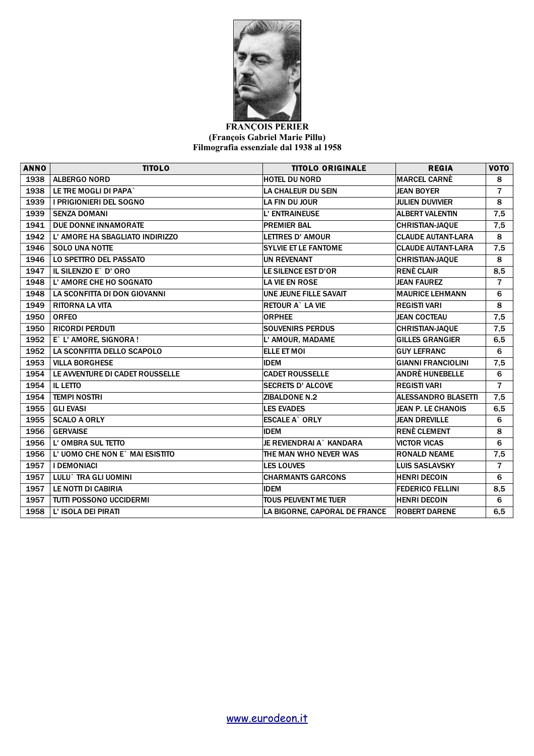**FRANÇOIS PERIER**
**(François Gabriel Marie Pillu)**
**Filmografia essenziale dal 1938 al 1958**

| ANNO | TITOLO | TITOLO ORIGINALE | REGIA | VOTO |
|---|---|---|---|---|
| 1938 | ALBERGO NORD | HOTEL DU NORD | MARCEL CARNÈ | 8 |
| 1938 | LE TRE MOGLI DI PAPA` | LA CHALEUR DU SEIN | JEAN BOYER | 7 |
| 1939 | I PRIGIONIERI DEL SOGNO | LA FIN DU JOUR | JULIEN DUVIVIER | 8 |
| 1939 | SENZA DOMANI | L' ENTRAINEUSE | ALBERT VALENTIN | 7,5 |
| 1941 | DUE DONNE INNAMORATE | PREMIER BAL | CHRISTIAN-JAQUE | 7,5 |
| 1942 | L' AMORE HA SBAGLIATO INDIRIZZO | LETTRES D' AMOUR | CLAUDE AUTANT-LARA | 8 |
| 1946 | SOLO UNA NOTTE | SYLVIE ET LE FANTOME | CLAUDE AUTANT-LARA | 7,5 |
| 1946 | LO SPETTRO DEL PASSATO | UN REVENANT | CHRISTIAN-JAQUE | 8 |
| 1947 | IL SILENZIO E` D' ORO | LE SILENCE EST D'OR | RENÈ CLAIR | 8,5 |
| 1948 | L' AMORE CHE HO SOGNATO | LA VIE EN ROSE | JEAN FAUREZ | 7 |
| 1948 | LA SCONFITTA DI DON GIOVANNI | UNE JEUNE FILLE SAVAIT | MAURICE LEHMANN | 6 |
| 1949 | RITORNA LA VITA | RETOUR A` LA VIE | REGISTI VARI | 8 |
| 1950 | ORFEO | ORPHEE | JEAN COCTEAU | 7,5 |
| 1950 | RICORDI PERDUTI | SOUVENIRS PERDUS | CHRISTIAN-JAQUE | 7,5 |
| 1952 | E` L' AMORE, SIGNORA ! | L' AMOUR, MADAME | GILLES GRANGIER | 6,5 |
| 1952 | LA SCONFITTA DELLO SCAPOLO | ELLE ET MOI | GUY LEFRANC | 6 |
| 1953 | VILLA BORGHESE | IDEM | GIANNI FRANCIOLINI | 7,5 |
| 1954 | LE AVVENTURE DI CADET ROUSSELLE | CADET ROUSSELLE | ANDRÈ HUNEBELLE | 6 |
| 1954 | IL LETTO | SECRETS D' ALCOVE | REGISTI VARI | 7 |
| 1954 | TEMPI NOSTRI | ZIBALDONE N.2 | ALESSANDRO BLASETTI | 7,5 |
| 1955 | GLI EVASI | LES EVADES | JEAN P. LE CHANOIS | 6,5 |
| 1955 | SCALO A ORLY | ESCALE A` ORLY | JEAN DREVILLE | 6 |
| 1956 | GERVAISE | IDEM | RENÈ CLEMENT | 8 |
| 1956 | L' OMBRA SUL TETTO | JE REVIENDRAI A` KANDARA | VICTOR VICAS | 6 |
| 1956 | L' UOMO CHE NON E` MAI ESISTITO | THE MAN WHO NEVER WAS | RONALD NEAME | 7,5 |
| 1957 | I DEMONIACI | LES LOUVES | LUIS SASLAVSKY | 7 |
| 1957 | LULU` TRA GLI UOMINI | CHARMANTS GARCONS | HENRI DECOIN | 6 |
| 1957 | LE NOTTI DI CABIRIA | IDEM | FEDERICO FELLINI | 8,5 |
| 1957 | TUTTI POSSONO UCCIDERMI | TOUS PEUVENT ME TUER | HENRI DECOIN | 6 |
| 1958 | L' ISOLA DEI PIRATI | LA BIGORNE, CAPORAL DE FRANCE | ROBERT DARENE | 6,5 |

www.eurodeon.it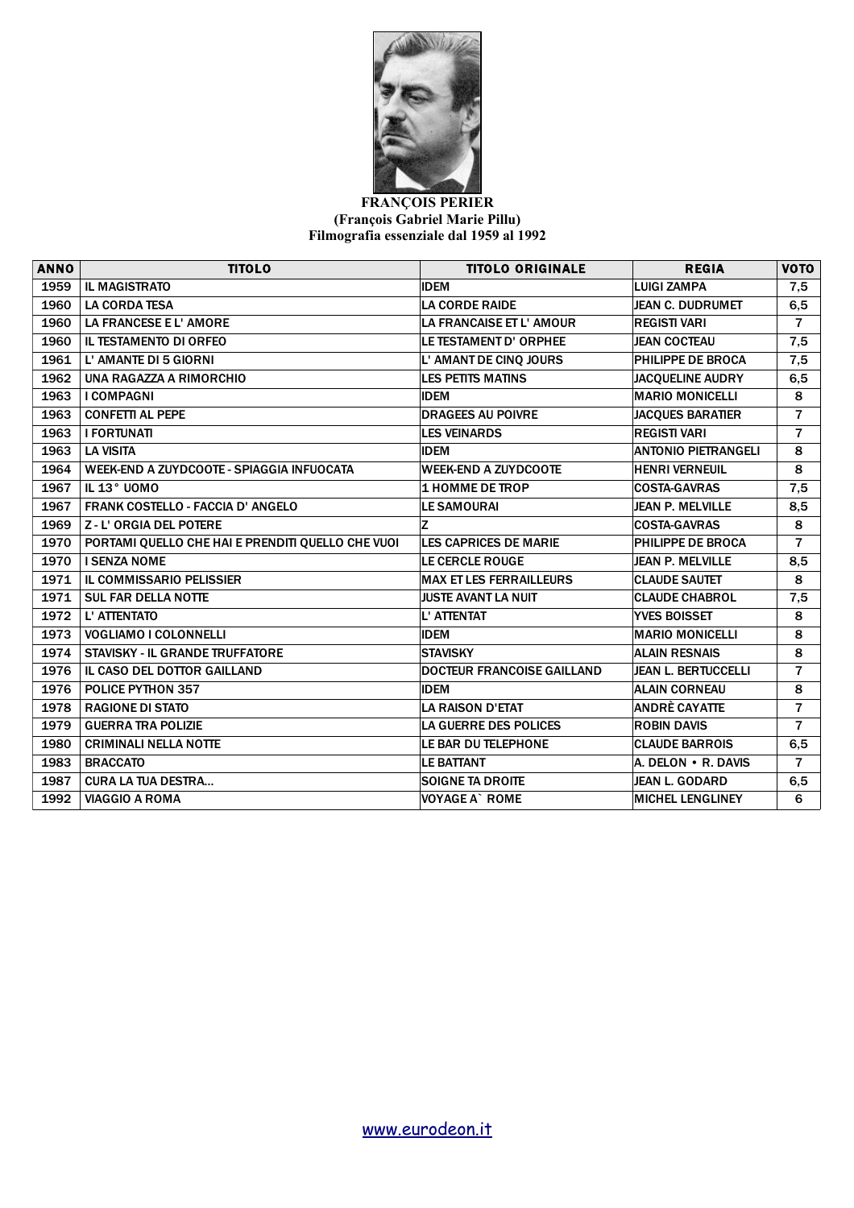**FRANÇOIS PERIER**
**(François Gabriel Marie Pillu)**
**Filmografia essenziale dal 1959 al 1992**

| ANNO | TITOLO | TITOLO ORIGINALE | REGIA | VOTO |
|---|---|---|---|---|
| 1959 | IL MAGISTRATO | IDEM | LUIGI ZAMPA | 7,5 |
| 1960 | LA CORDA TESA | LA CORDE RAIDE | JEAN C. DUDRUMET | 6,5 |
| 1960 | LA FRANCESE E L' AMORE | LA FRANCAISE ET L' AMOUR | REGISTI VARI | 7 |
| 1960 | IL TESTAMENTO DI ORFEO | LE TESTAMENT D' ORPHEE | JEAN COCTEAU | 7,5 |
| 1961 | L' AMANTE DI 5 GIORNI | L' AMANT DE CINQ JOURS | PHILIPPE DE BROCA | 7,5 |
| 1962 | UNA RAGAZZA A RIMORCHIO | LES PETITS MATINS | JACQUELINE AUDRY | 6,5 |
| 1963 | I COMPAGNI | IDEM | MARIO MONICELLI | 8 |
| 1963 | CONFETTI AL PEPE | DRAGEES AU POIVRE | JACQUES BARATIER | 7 |
| 1963 | I FORTUNATI | LES VEINARDS | REGISTI VARI | 7 |
| 1963 | LA VISITA | IDEM | ANTONIO PIETRANGELI | 8 |
| 1964 | WEEK-END A ZUYDCOOTE - SPIAGGIA INFUOCATA | WEEK-END A ZUYDCOOTE | HENRI VERNEUIL | 8 |
| 1967 | IL 13° UOMO | 1 HOMME DE TROP | COSTA-GAVRAS | 7,5 |
| 1967 | FRANK COSTELLO - FACCIA D' ANGELO | LE SAMOURAI | JEAN P. MELVILLE | 8,5 |
| 1969 | Z - L' ORGIA DEL POTERE | Z | COSTA-GAVRAS | 8 |
| 1970 | PORTAMI QUELLO CHE HAI E PRENDITI QUELLO CHE VUOI | LES CAPRICES DE MARIE | PHILIPPE DE BROCA | 7 |
| 1970 | I SENZA NOME | LE CERCLE ROUGE | JEAN P. MELVILLE | 8,5 |
| 1971 | IL COMMISSARIO PELISSIER | MAX ET LES FERRAILLEURS | CLAUDE SAUTET | 8 |
| 1971 | SUL FAR DELLA NOTTE | JUSTE AVANT LA NUIT | CLAUDE CHABROL | 7,5 |
| 1972 | L' ATTENTATO | L' ATTENTAT | YVES BOISSET | 8 |
| 1973 | VOGLIAMO I COLONNELLI | IDEM | MARIO MONICELLI | 8 |
| 1974 | STAVISKY - IL GRANDE TRUFFATORE | STAVISKY | ALAIN RESNAIS | 8 |
| 1976 | IL CASO DEL DOTTOR GAILLAND | DOCTEUR FRANCOISE GAILLAND | JEAN L. BERTUCCELLI | 7 |
| 1976 | POLICE PYTHON 357 | IDEM | ALAIN CORNEAU | 8 |
| 1978 | RAGIONE DI STATO | LA RAISON D'ETAT | ANDRÈ CAYATTE | 7 |
| 1979 | GUERRA TRA POLIZIE | LA GUERRE DES POLICES | ROBIN DAVIS | 7 |
| 1980 | CRIMINALI NELLA NOTTE | LE BAR DU TELEPHONE | CLAUDE BARROIS | 6,5 |
| 1983 | BRACCATO | LE BATTANT | A. DELON • R. DAVIS | 7 |
| 1987 | CURA LA TUA DESTRA... | SOIGNE TA DROITE | JEAN L. GODARD | 6,5 |
| 1992 | VIAGGIO A ROMA | VOYAGE A` ROME | MICHEL LENGLINEY | 6 |

www.eurodeon.it